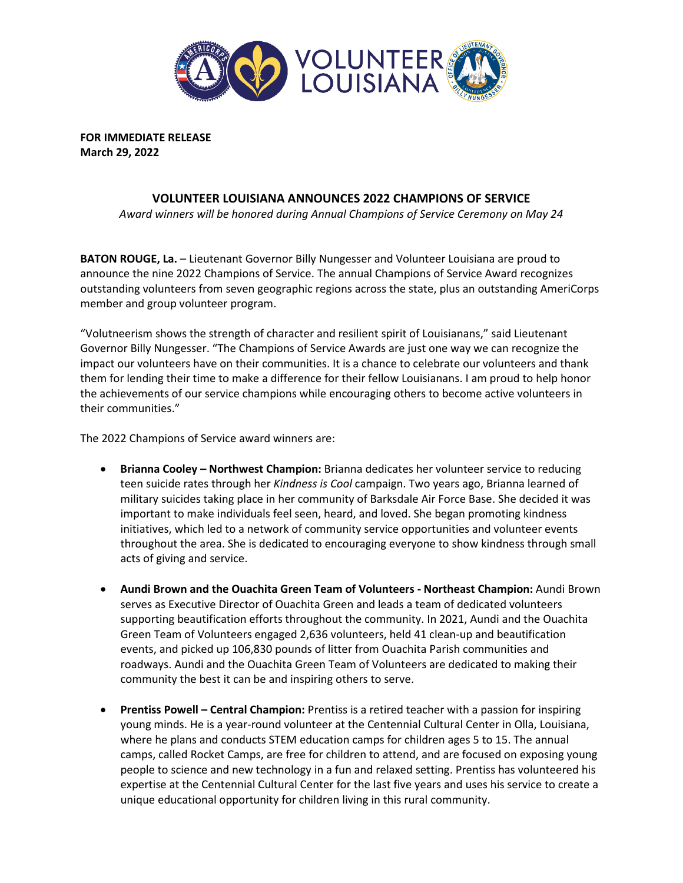**FOR IMMEDIATE RELEASE**
**March 29, 2022**

## VOLUNTEER LOUISIANA ANNOUNCES 2022 CHAMPIONS OF SERVICE

*Award winners will be honored during Annual Champions of Service Ceremony on May 24*

**BATON ROUGE, La.** – Lieutenant Governor Billy Nungesser and Volunteer Louisiana are proud to announce the nine 2022 Champions of Service. The annual Champions of Service Award recognizes outstanding volunteers from seven geographic regions across the state, plus an outstanding AmeriCorps member and group volunteer program.

"Volutneerism shows the strength of character and resilient spirit of Louisianans," said Lieutenant Governor Billy Nungesser. "The Champions of Service Awards are just one way we can recognize the impact our volunteers have on their communities. It is a chance to celebrate our volunteers and thank them for lending their time to make a difference for their fellow Louisianans. I am proud to help honor the achievements of our service champions while encouraging others to become active volunteers in their communities."

The 2022 Champions of Service award winners are:

- **Brianna Cooley – Northwest Champion:** Brianna dedicates her volunteer service to reducing teen suicide rates through her *Kindness is Cool* campaign. Two years ago, Brianna learned of military suicides taking place in her community of Barksdale Air Force Base. She decided it was important to make individuals feel seen, heard, and loved. She began promoting kindness initiatives, which led to a network of community service opportunities and volunteer events throughout the area. She is dedicated to encouraging everyone to show kindness through small acts of giving and service.

- **Aundi Brown and the Ouachita Green Team of Volunteers - Northeast Champion:** Aundi Brown serves as Executive Director of Ouachita Green and leads a team of dedicated volunteers supporting beautification efforts throughout the community. In 2021, Aundi and the Ouachita Green Team of Volunteers engaged 2,636 volunteers, held 41 clean-up and beautification events, and picked up 106,830 pounds of litter from Ouachita Parish communities and roadways. Aundi and the Ouachita Green Team of Volunteers are dedicated to making their community the best it can be and inspiring others to serve.

- **Prentiss Powell – Central Champion:** Prentiss is a retired teacher with a passion for inspiring young minds. He is a year-round volunteer at the Centennial Cultural Center in Olla, Louisiana, where he plans and conducts STEM education camps for children ages 5 to 15. The annual camps, called Rocket Camps, are free for children to attend, and are focused on exposing young people to science and new technology in a fun and relaxed setting. Prentiss has volunteered his expertise at the Centennial Cultural Center for the last five years and uses his service to create a unique educational opportunity for children living in this rural community.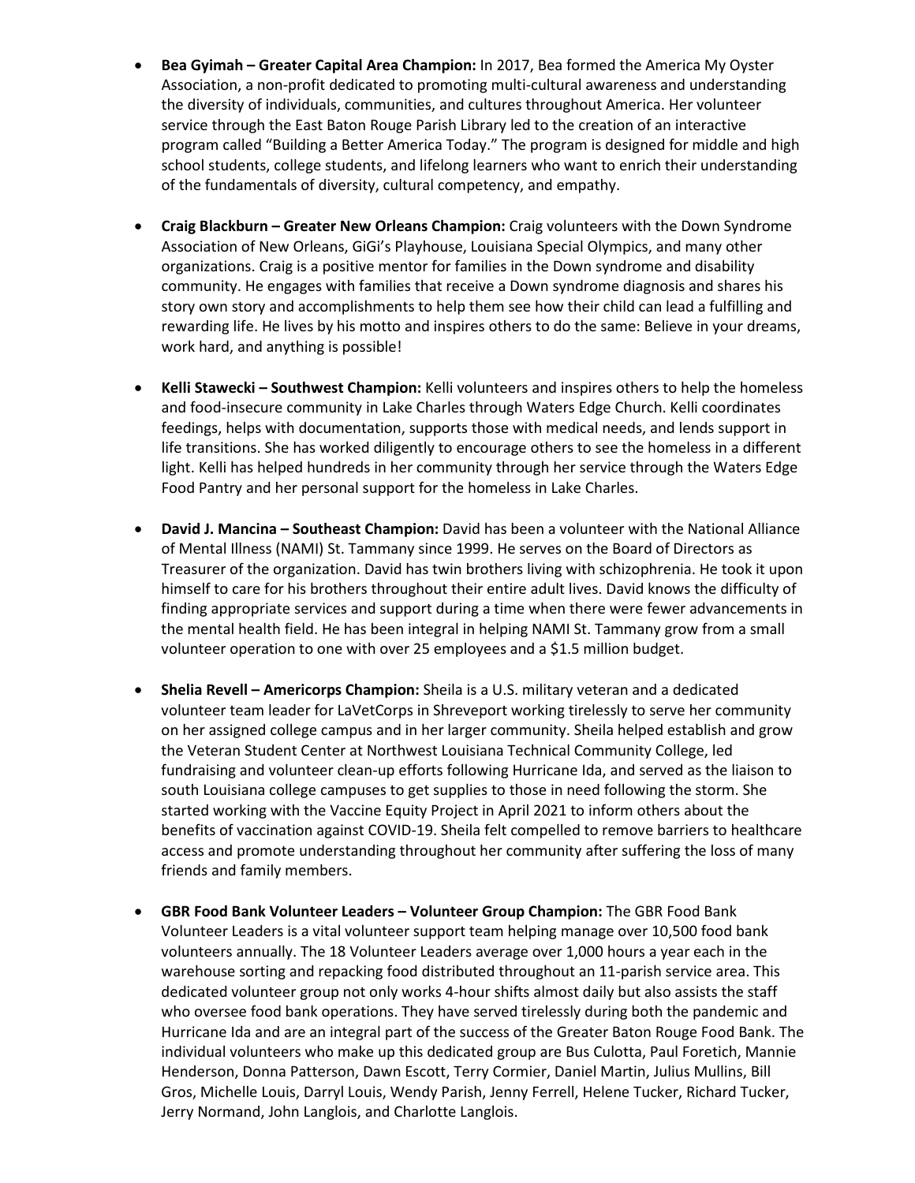- **Bea Gyimah – Greater Capital Area Champion:** In 2017, Bea formed the America My Oyster Association, a non-profit dedicated to promoting multi-cultural awareness and understanding the diversity of individuals, communities, and cultures throughout America. Her volunteer service through the East Baton Rouge Parish Library led to the creation of an interactive program called "Building a Better America Today." The program is designed for middle and high school students, college students, and lifelong learners who want to enrich their understanding of the fundamentals of diversity, cultural competency, and empathy.

- **Craig Blackburn – Greater New Orleans Champion:** Craig volunteers with the Down Syndrome Association of New Orleans, GiGi's Playhouse, Louisiana Special Olympics, and many other organizations. Craig is a positive mentor for families in the Down syndrome and disability community. He engages with families that receive a Down syndrome diagnosis and shares his story own story and accomplishments to help them see how their child can lead a fulfilling and rewarding life. He lives by his motto and inspires others to do the same: Believe in your dreams, work hard, and anything is possible!

- **Kelli Stawecki – Southwest Champion:** Kelli volunteers and inspires others to help the homeless and food-insecure community in Lake Charles through Waters Edge Church. Kelli coordinates feedings, helps with documentation, supports those with medical needs, and lends support in life transitions. She has worked diligently to encourage others to see the homeless in a different light. Kelli has helped hundreds in her community through her service through the Waters Edge Food Pantry and her personal support for the homeless in Lake Charles.

- **David J. Mancina – Southeast Champion:** David has been a volunteer with the National Alliance of Mental Illness (NAMI) St. Tammany since 1999. He serves on the Board of Directors as Treasurer of the organization. David has twin brothers living with schizophrenia. He took it upon himself to care for his brothers throughout their entire adult lives. David knows the difficulty of finding appropriate services and support during a time when there were fewer advancements in the mental health field. He has been integral in helping NAMI St. Tammany grow from a small volunteer operation to one with over 25 employees and a $1.5 million budget.

- **Shelia Revell – Americorps Champion:** Sheila is a U.S. military veteran and a dedicated volunteer team leader for LaVetCorps in Shreveport working tirelessly to serve her community on her assigned college campus and in her larger community. Sheila helped establish and grow the Veteran Student Center at Northwest Louisiana Technical Community College, led fundraising and volunteer clean-up efforts following Hurricane Ida, and served as the liaison to south Louisiana college campuses to get supplies to those in need following the storm. She started working with the Vaccine Equity Project in April 2021 to inform others about the benefits of vaccination against COVID-19. Sheila felt compelled to remove barriers to healthcare access and promote understanding throughout her community after suffering the loss of many friends and family members.

- **GBR Food Bank Volunteer Leaders – Volunteer Group Champion:** The GBR Food Bank Volunteer Leaders is a vital volunteer support team helping manage over 10,500 food bank volunteers annually. The 18 Volunteer Leaders average over 1,000 hours a year each in the warehouse sorting and repacking food distributed throughout an 11-parish service area. This dedicated volunteer group not only works 4-hour shifts almost daily but also assists the staff who oversee food bank operations. They have served tirelessly during both the pandemic and Hurricane Ida and are an integral part of the success of the Greater Baton Rouge Food Bank. The individual volunteers who make up this dedicated group are Bus Culotta, Paul Foretich, Mannie Henderson, Donna Patterson, Dawn Escott, Terry Cormier, Daniel Martin, Julius Mullins, Bill Gros, Michelle Louis, Darryl Louis, Wendy Parish, Jenny Ferrell, Helene Tucker, Richard Tucker, Jerry Normand, John Langlois, and Charlotte Langlois.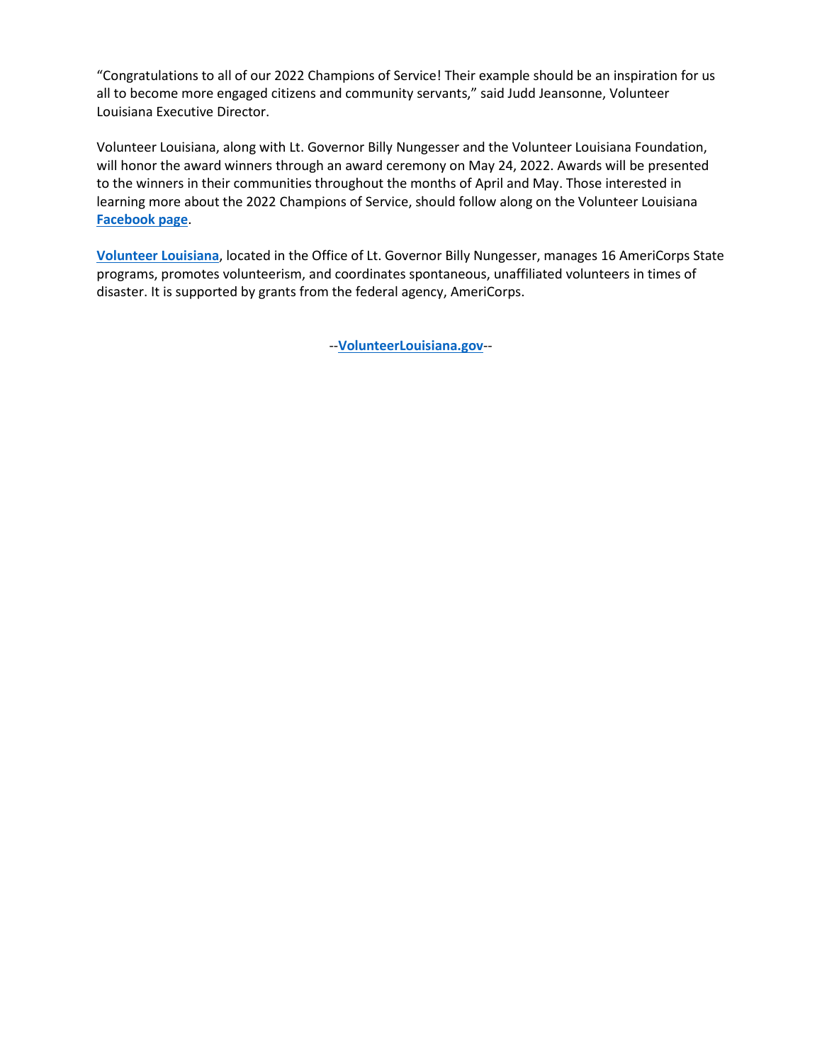"Congratulations to all of our 2022 Champions of Service! Their example should be an inspiration for us all to become more engaged citizens and community servants," said Judd Jeansonne, Volunteer Louisiana Executive Director.

Volunteer Louisiana, along with Lt. Governor Billy Nungesser and the Volunteer Louisiana Foundation, will honor the award winners through an award ceremony on May 24, 2022. Awards will be presented to the winners in their communities throughout the months of April and May. Those interested in learning more about the 2022 Champions of Service, should follow along on the Volunteer Louisiana **Facebook page**.

**Volunteer Louisiana**, located in the Office of Lt. Governor Billy Nungesser, manages 16 AmeriCorps State programs, promotes volunteerism, and coordinates spontaneous, unaffiliated volunteers in times of disaster. It is supported by grants from the federal agency, AmeriCorps.

--**VolunteerLouisiana.gov**--